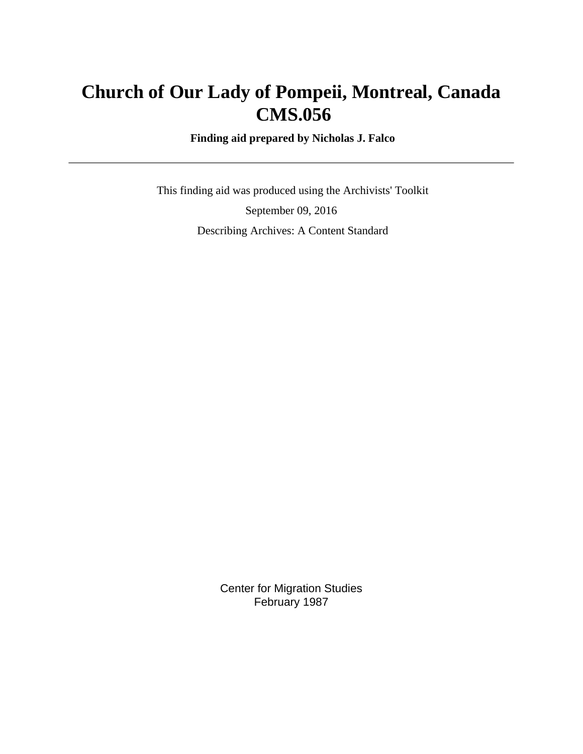# Church of Our Lady of Pompeii, Montreal, Canada CMS.056

**Finding aid prepared by Nicholas J. Falco**

---

This finding aid was produced using the Archivists' Toolkit

September 09, 2016

Describing Archives: A Content Standard

Center for Migration Studies
February 1987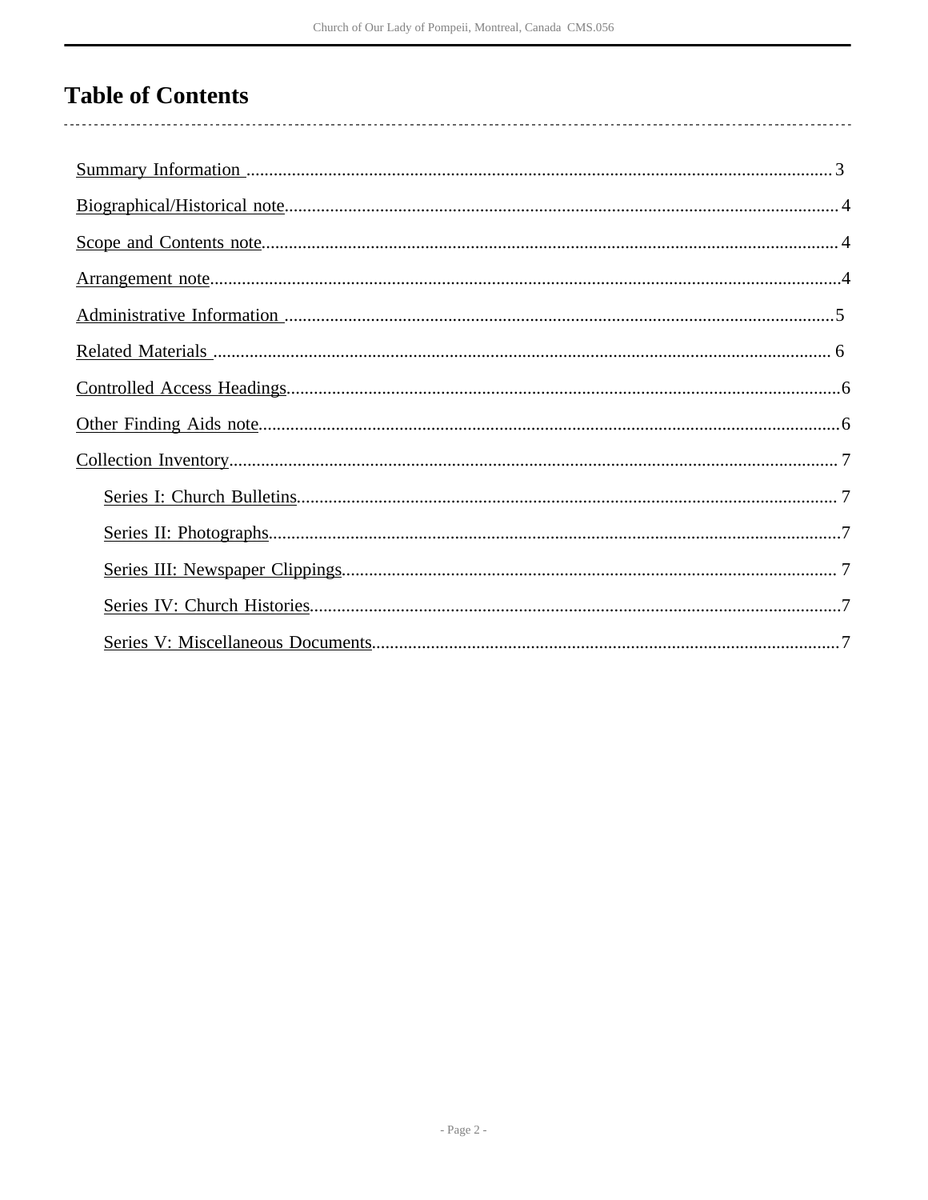# Table of Contents

- Summary Information ........................................................ 3
- Biographical/Historical note ................................................ 4
- Scope and Contents note .................................................... 4
- Arrangement note ............................................................ 4
- Administrative Information ................................................. 5
- Related Materials ........................................................... 6
- Controlled Access Headings ................................................. 6
- Other Finding Aids note .................................................... 6
- Collection Inventory ........................................................ 7
  - Series I: Church Bulletins ............................................... 7
  - Series II: Photographs ................................................... 7
  - Series III: Newspaper Clippings ......................................... 7
  - Series IV: Church Histories ............................................. 7
  - Series V: Miscellaneous Documents ....................................... 7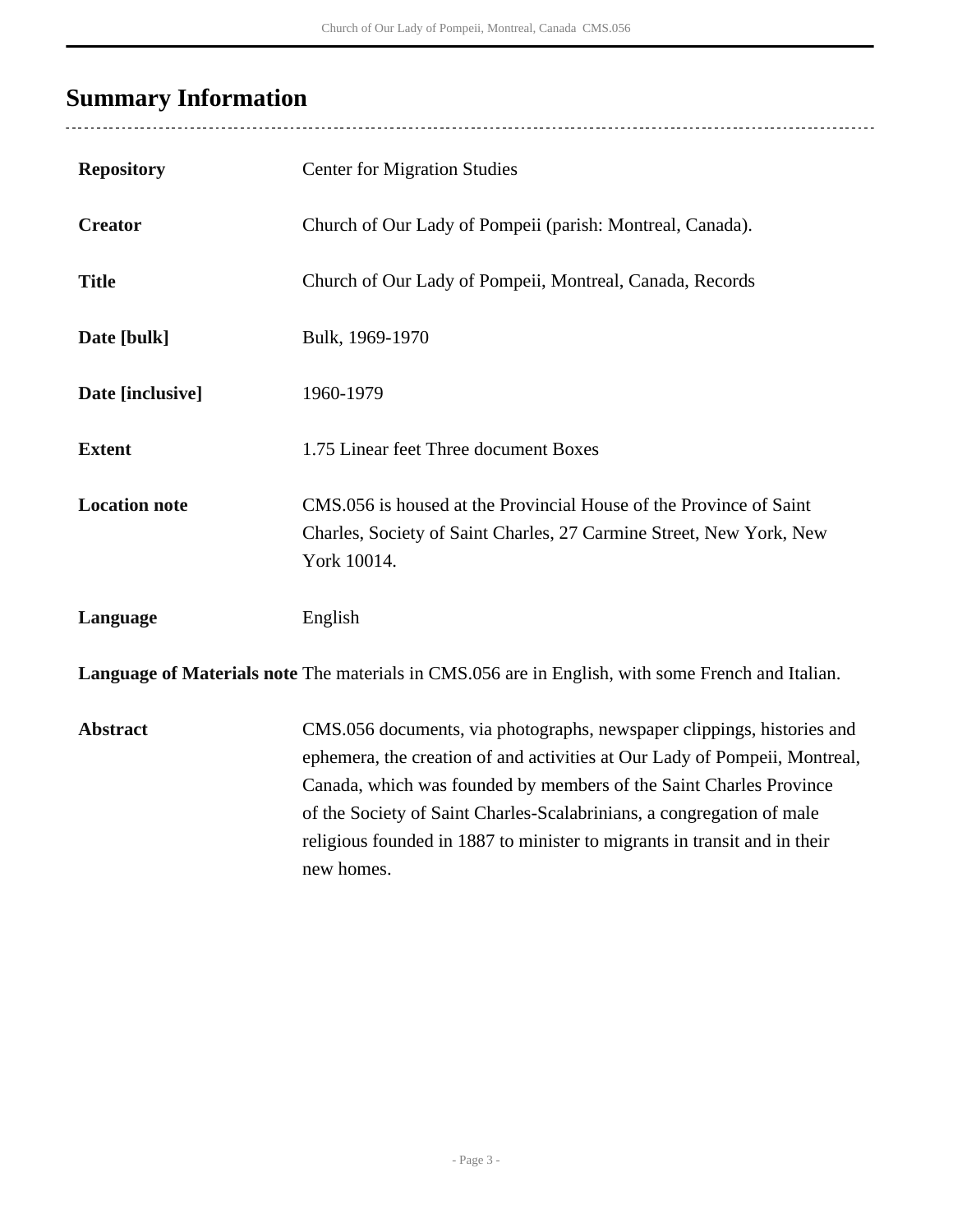## Summary Information

| | |
|---|---|
| **Repository** | Center for Migration Studies |
| **Creator** | Church of Our Lady of Pompeii (parish: Montreal, Canada). |
| **Title** | Church of Our Lady of Pompeii, Montreal, Canada, Records |
| **Date [bulk]** | Bulk, 1969-1970 |
| **Date [inclusive]** | 1960-1979 |
| **Extent** | 1.75 Linear feet Three document Boxes |
| **Location note** | CMS.056 is housed at the Provincial House of the Province of Saint Charles, Society of Saint Charles, 27 Carmine Street, New York, New York 10014. |
| **Language** | English |
| **Language of Materials note** | The materials in CMS.056 are in English, with some French and Italian. |
| **Abstract** | CMS.056 documents, via photographs, newspaper clippings, histories and ephemera, the creation of and activities at Our Lady of Pompeii, Montreal, Canada, which was founded by members of the Saint Charles Province of the Society of Saint Charles-Scalabrinians, a congregation of male religious founded in 1887 to minister to migrants in transit and in their new homes. |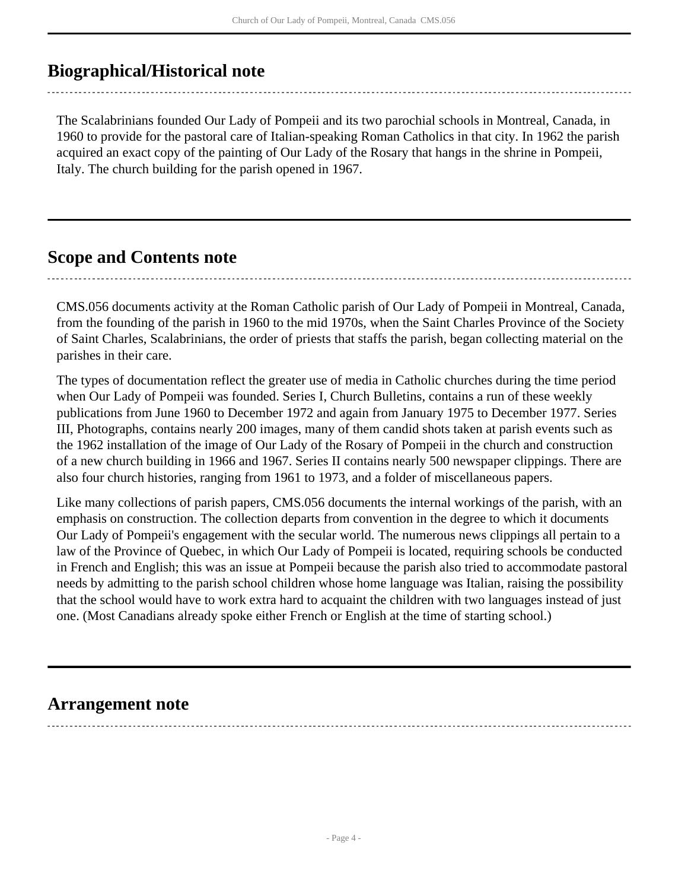## Biographical/Historical note

The Scalabrinians founded Our Lady of Pompeii and its two parochial schools in Montreal, Canada, in 1960 to provide for the pastoral care of Italian-speaking Roman Catholics in that city. In 1962 the parish acquired an exact copy of the painting of Our Lady of the Rosary that hangs in the shrine in Pompeii, Italy. The church building for the parish opened in 1967.

## Scope and Contents note

CMS.056 documents activity at the Roman Catholic parish of Our Lady of Pompeii in Montreal, Canada, from the founding of the parish in 1960 to the mid 1970s, when the Saint Charles Province of the Society of Saint Charles, Scalabrinians, the order of priests that staffs the parish, began collecting material on the parishes in their care.

The types of documentation reflect the greater use of media in Catholic churches during the time period when Our Lady of Pompeii was founded. Series I, Church Bulletins, contains a run of these weekly publications from June 1960 to December 1972 and again from January 1975 to December 1977. Series III, Photographs, contains nearly 200 images, many of them candid shots taken at parish events such as the 1962 installation of the image of Our Lady of the Rosary of Pompeii in the church and construction of a new church building in 1966 and 1967. Series II contains nearly 500 newspaper clippings. There are also four church histories, ranging from 1961 to 1973, and a folder of miscellaneous papers.

Like many collections of parish papers, CMS.056 documents the internal workings of the parish, with an emphasis on construction. The collection departs from convention in the degree to which it documents Our Lady of Pompeii's engagement with the secular world. The numerous news clippings all pertain to a law of the Province of Quebec, in which Our Lady of Pompeii is located, requiring schools be conducted in French and English; this was an issue at Pompeii because the parish also tried to accommodate pastoral needs by admitting to the parish school children whose home language was Italian, raising the possibility that the school would have to work extra hard to acquaint the children with two languages instead of just one. (Most Canadians already spoke either French or English at the time of starting school.)

## Arrangement note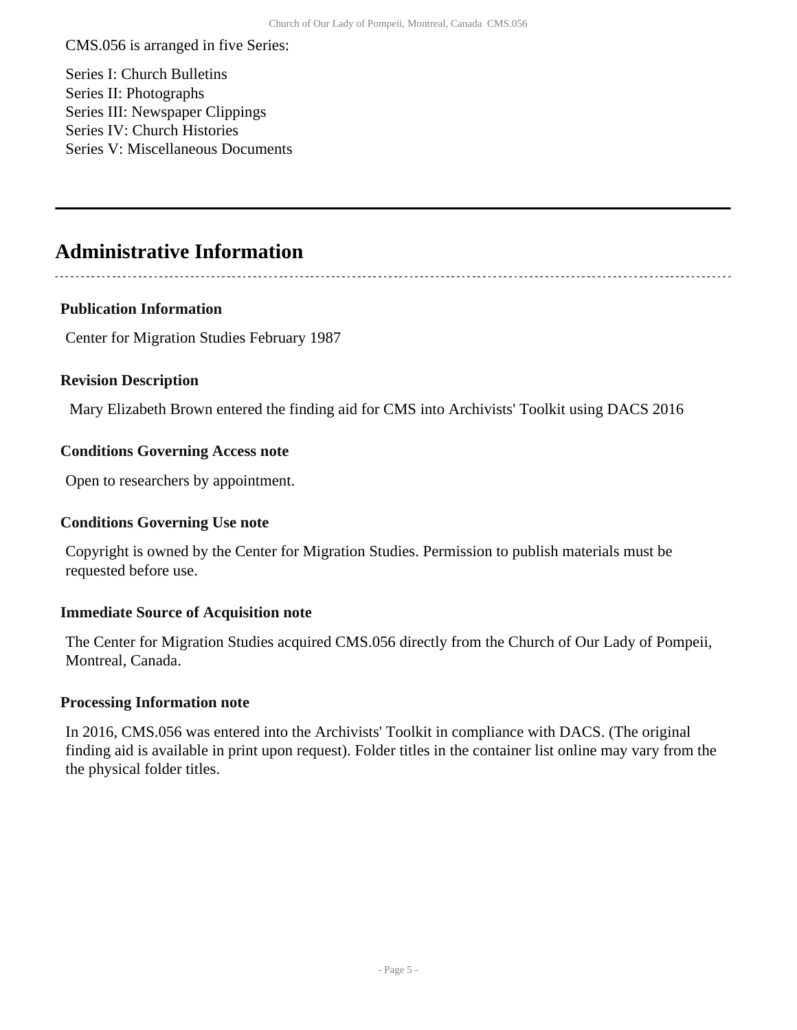CMS.056 is arranged in five Series:

Series I: Church Bulletins
Series II: Photographs
Series III: Newspaper Clippings
Series IV: Church Histories
Series V: Miscellaneous Documents

---

## Administrative Information

### Publication Information

Center for Migration Studies February 1987

### Revision Description

Mary Elizabeth Brown entered the finding aid for CMS into Archivists' Toolkit using DACS 2016

### Conditions Governing Access note

Open to researchers by appointment.

### Conditions Governing Use note

Copyright is owned by the Center for Migration Studies. Permission to publish materials must be requested before use.

### Immediate Source of Acquisition note

The Center for Migration Studies acquired CMS.056 directly from the Church of Our Lady of Pompeii, Montreal, Canada.

### Processing Information note

In 2016, CMS.056 was entered into the Archivists' Toolkit in compliance with DACS. (The original finding aid is available in print upon request). Folder titles in the container list online may vary from the the physical folder titles.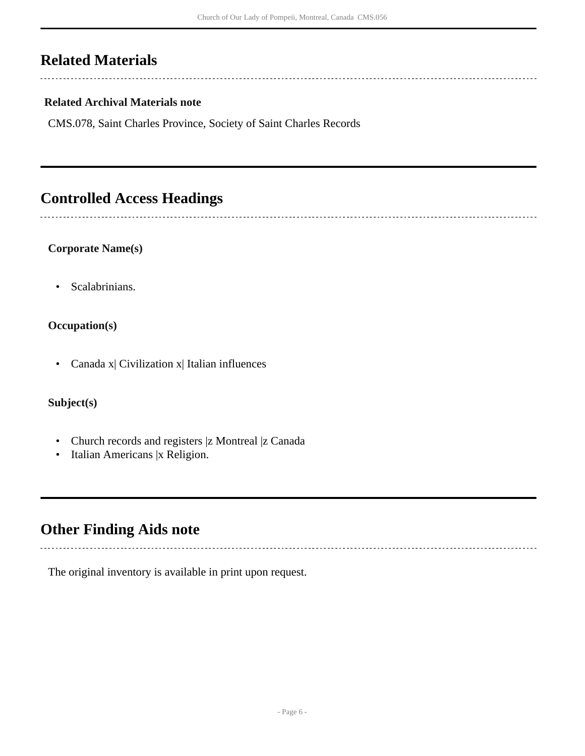## Related Materials

**Related Archival Materials note**

CMS.078, Saint Charles Province, Society of Saint Charles Records

## Controlled Access Headings

**Corporate Name(s)**

- Scalabrinians.

**Occupation(s)**

- Canada x| Civilization x| Italian influences

**Subject(s)**

- Church records and registers |z Montreal |z Canada
- Italian Americans |x Religion.

## Other Finding Aids note

The original inventory is available in print upon request.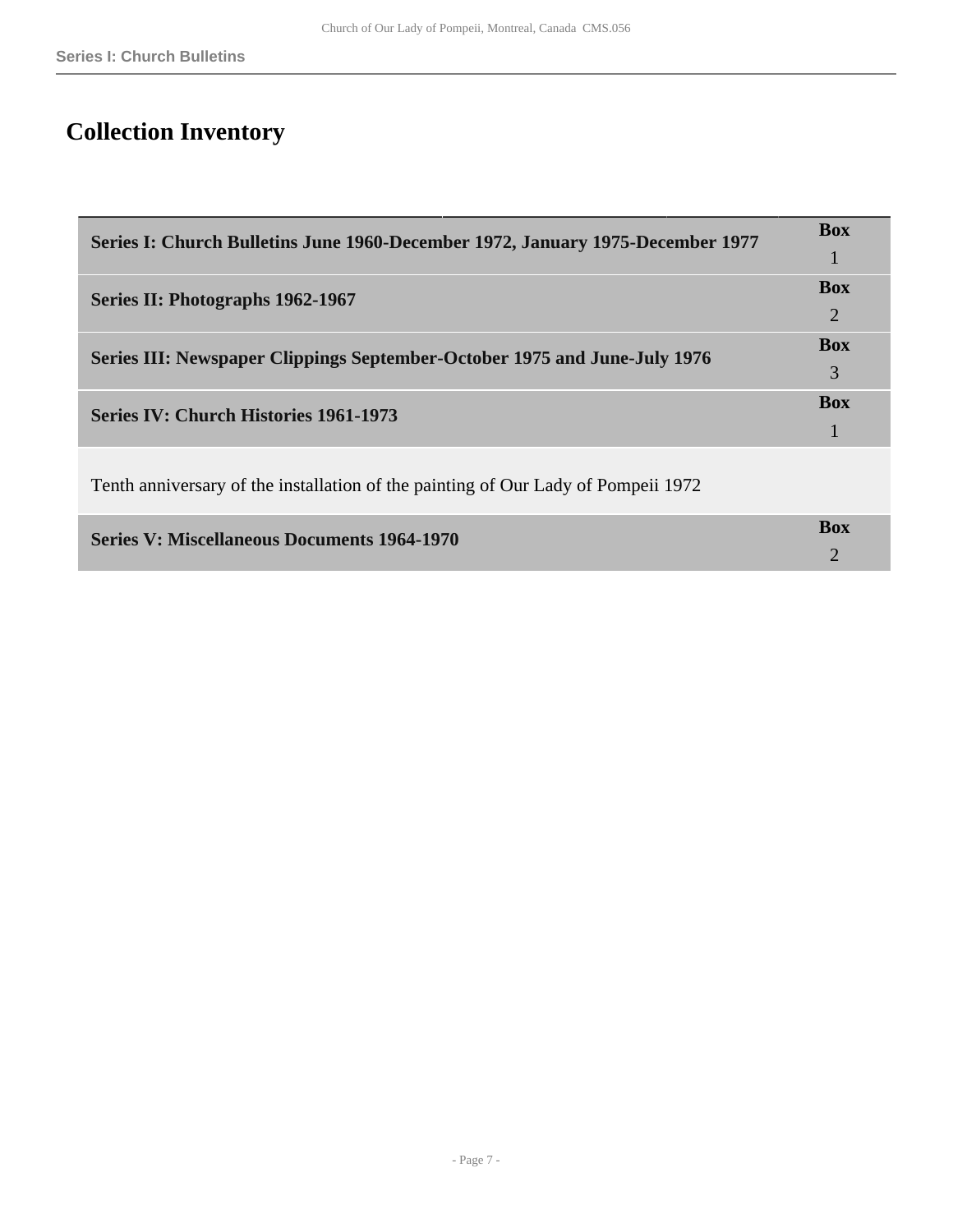# Collection Inventory

| | |
|---|---|
| **Series I: Church Bulletins June 1960-December 1972, January 1975-December 1977** | **Box** 1 |
| **Series II: Photographs 1962-1967** | **Box** 2 |
| **Series III: Newspaper Clippings September-October 1975 and June-July 1976** | **Box** 3 |
| **Series IV: Church Histories 1961-1973** | **Box** 1 |
| Tenth anniversary of the installation of the painting of Our Lady of Pompeii 1972 | |
| **Series V: Miscellaneous Documents 1964-1970** | **Box** 2 |